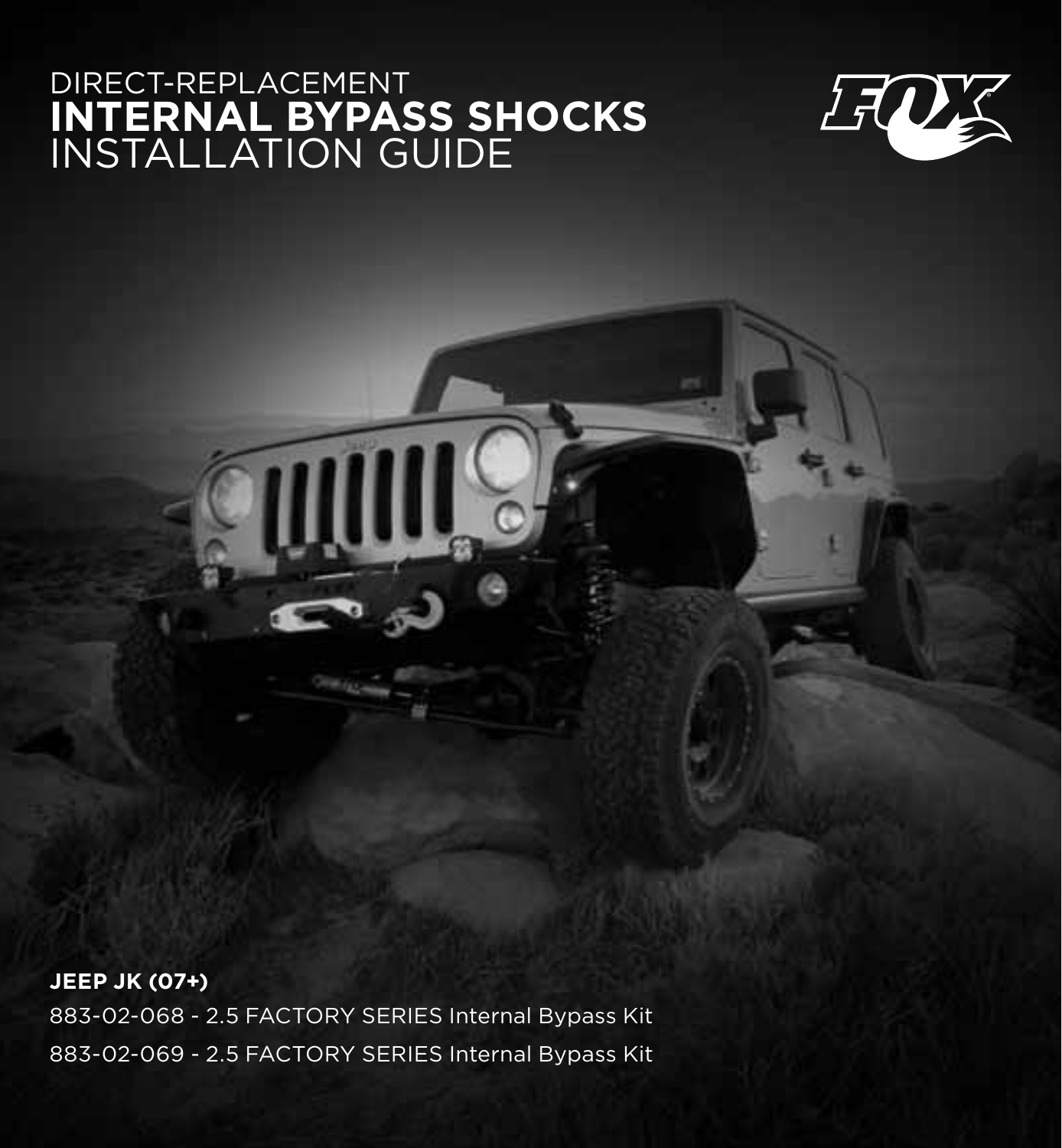# DIRECT-REPLACEMENT **INTERNAL BYPASS SHOCKS** INSTALLATION GUIDE

**JEEP JK (07+)**

883-02-068 - 2.5 FACTORY SERIES Internal Bypass Kit

883-02-069 - 2.5 FACTORY SERIES Internal Bypass Kit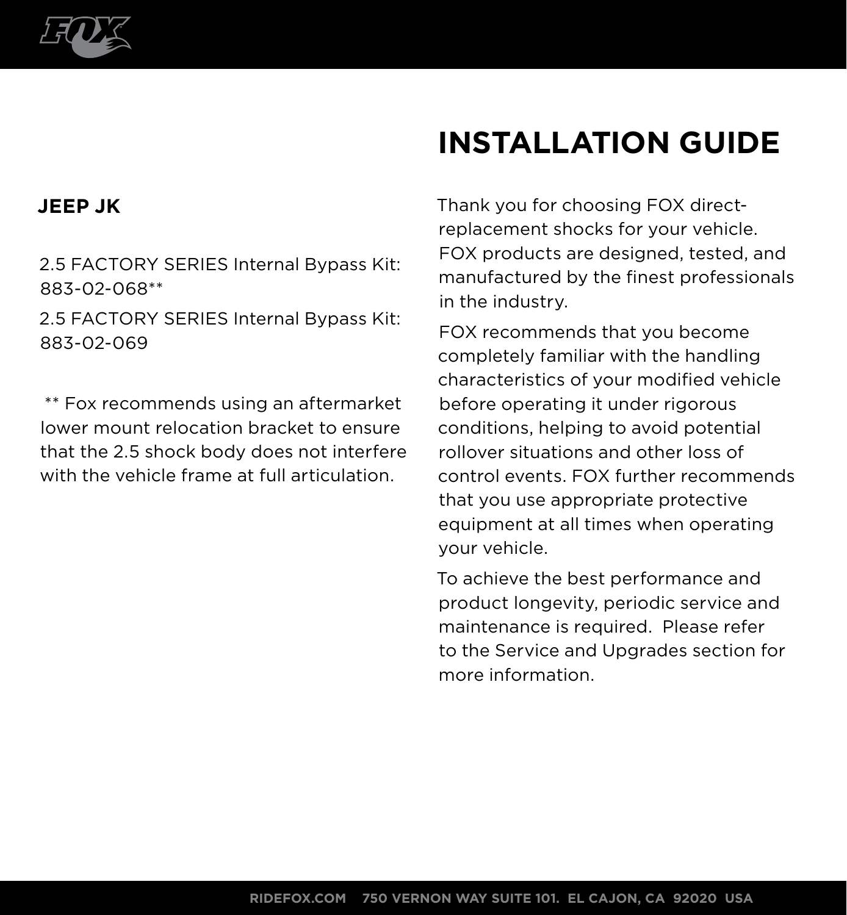# INSTALLATION GUIDE

**JEEP JK**

2.5 FACTORY SERIES Internal Bypass Kit: 883-02-068**

2.5 FACTORY SERIES Internal Bypass Kit: 883-02-069

** Fox recommends using an aftermarket lower mount relocation bracket to ensure that the 2.5 shock body does not interfere with the vehicle frame at full articulation.

Thank you for choosing FOX direct-replacement shocks for your vehicle. FOX products are designed, tested, and manufactured by the finest professionals in the industry.

FOX recommends that you become completely familiar with the handling characteristics of your modified vehicle before operating it under rigorous conditions, helping to avoid potential rollover situations and other loss of control events. FOX further recommends that you use appropriate protective equipment at all times when operating your vehicle.

To achieve the best performance and product longevity, periodic service and maintenance is required. Please refer to the Service and Upgrades section for more information.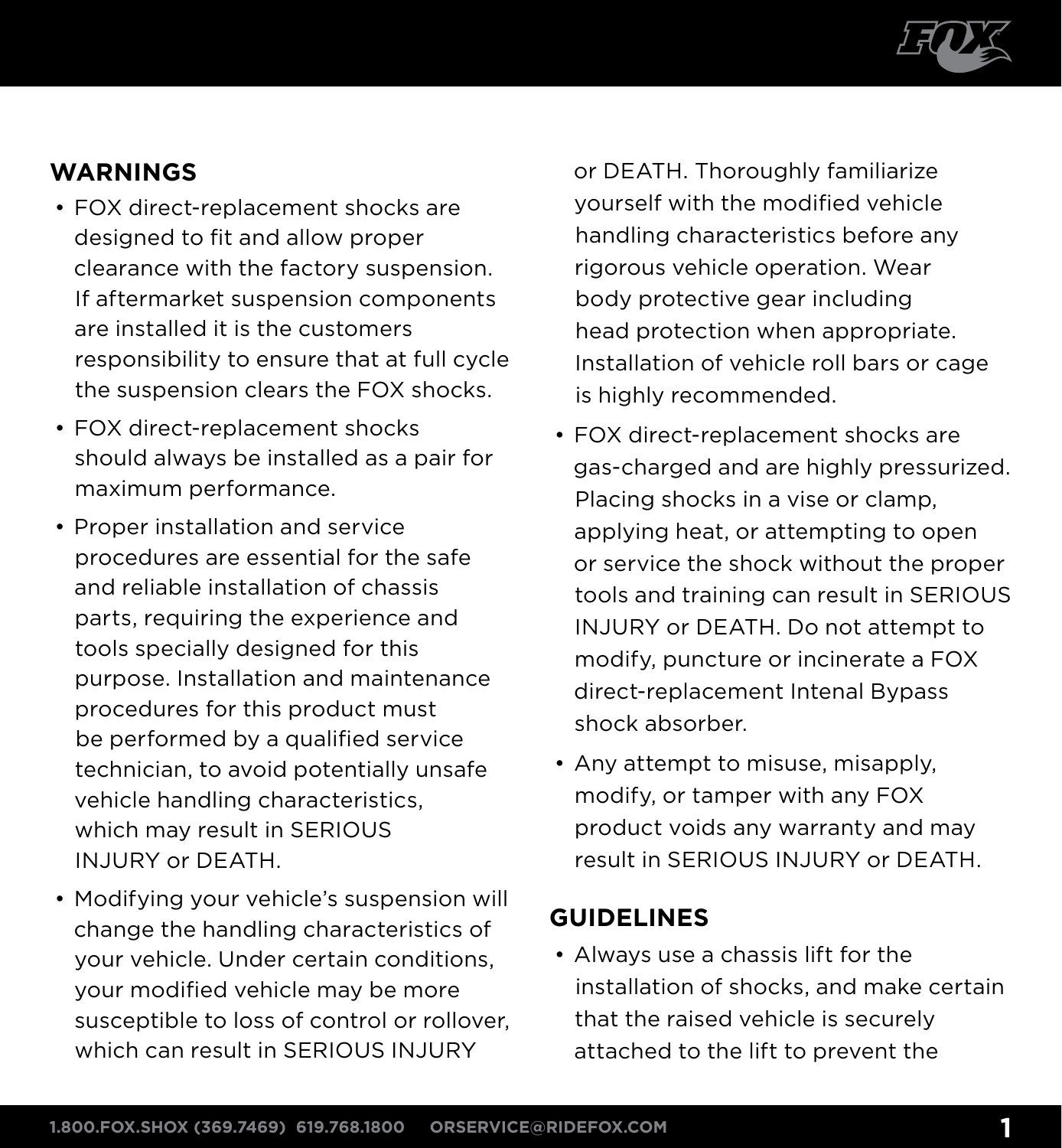## WARNINGS

- FOX direct-replacement shocks are designed to fit and allow proper clearance with the factory suspension. If aftermarket suspension components are installed it is the customers responsibility to ensure that at full cycle the suspension clears the FOX shocks.
- FOX direct-replacement shocks should always be installed as a pair for maximum performance.
- Proper installation and service procedures are essential for the safe and reliable installation of chassis parts, requiring the experience and tools specially designed for this purpose. Installation and maintenance procedures for this product must be performed by a qualified service technician, to avoid potentially unsafe vehicle handling characteristics, which may result in SERIOUS INJURY or DEATH.
- Modifying your vehicle's suspension will change the handling characteristics of your vehicle. Under certain conditions, your modified vehicle may be more susceptible to loss of control or rollover, which can result in SERIOUS INJURY or DEATH. Thoroughly familiarize yourself with the modified vehicle handling characteristics before any rigorous vehicle operation. Wear body protective gear including head protection when appropriate. Installation of vehicle roll bars or cage is highly recommended.
- FOX direct-replacement shocks are gas-charged and are highly pressurized. Placing shocks in a vise or clamp, applying heat, or attempting to open or service the shock without the proper tools and training can result in SERIOUS INJURY or DEATH. Do not attempt to modify, puncture or incinerate a FOX direct-replacement Intenal Bypass shock absorber.
- Any attempt to misuse, misapply, modify, or tamper with any FOX product voids any warranty and may result in SERIOUS INJURY or DEATH.

## GUIDELINES

- Always use a chassis lift for the installation of shocks, and make certain that the raised vehicle is securely attached to the lift to prevent the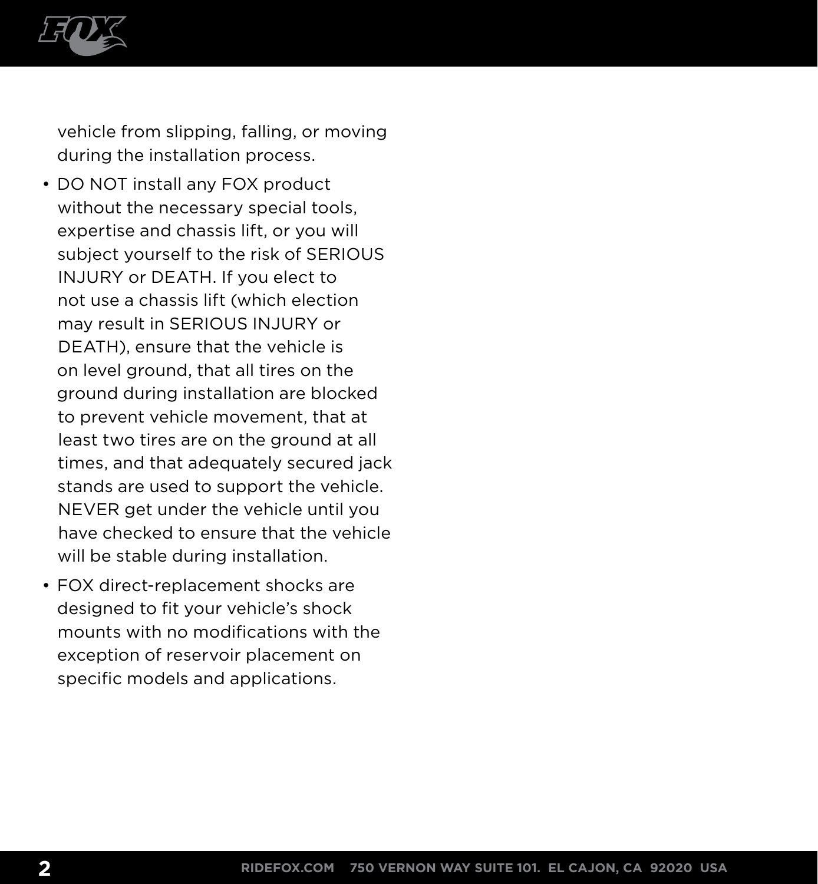vehicle from slipping, falling, or moving during the installation process.

- DO NOT install any FOX product without the necessary special tools, expertise and chassis lift, or you will subject yourself to the risk of SERIOUS INJURY or DEATH. If you elect to not use a chassis lift (which election may result in SERIOUS INJURY or DEATH), ensure that the vehicle is on level ground, that all tires on the ground during installation are blocked to prevent vehicle movement, that at least two tires are on the ground at all times, and that adequately secured jack stands are used to support the vehicle. NEVER get under the vehicle until you have checked to ensure that the vehicle will be stable during installation.
- FOX direct-replacement shocks are designed to fit your vehicle's shock mounts with no modifications with the exception of reservoir placement on specific models and applications.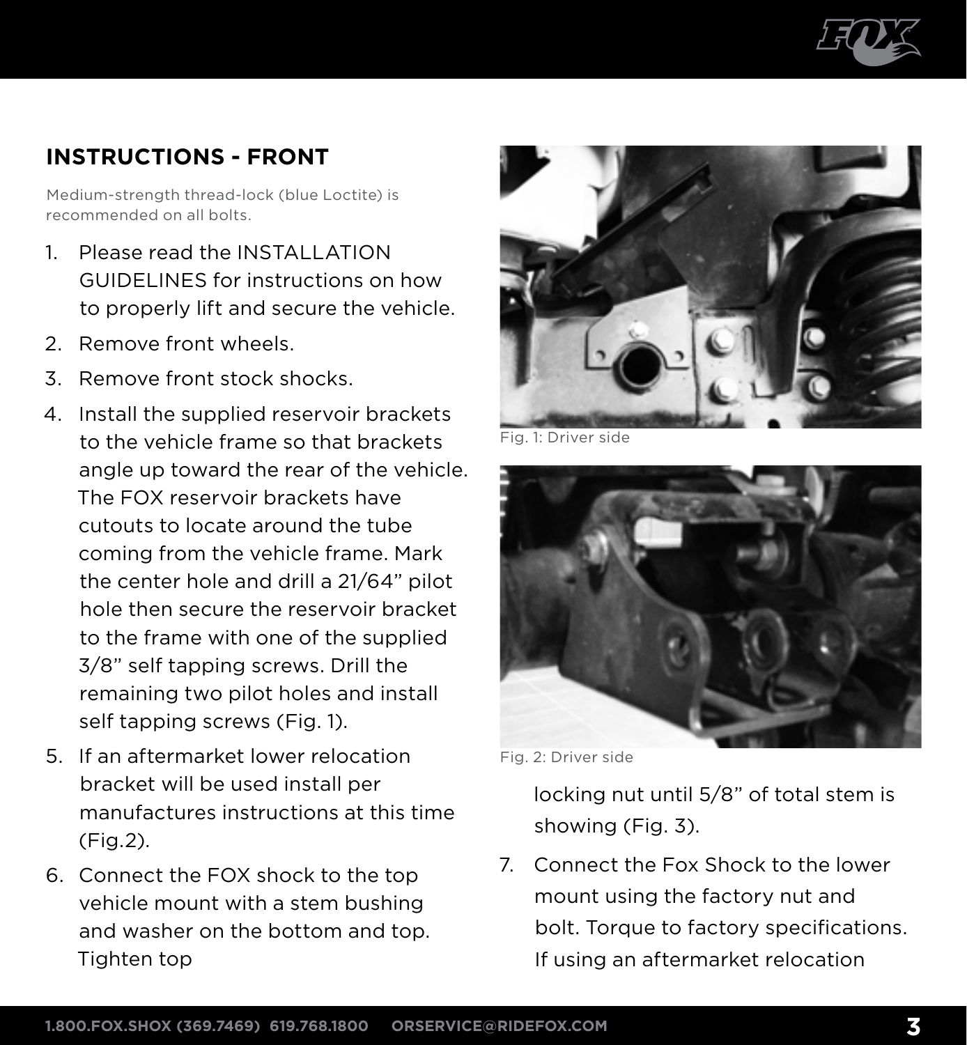## INSTRUCTIONS - FRONT

Medium-strength thread-lock (blue Loctite) is recommended on all bolts.

1. Please read the INSTALLATION GUIDELINES for instructions on how to properly lift and secure the vehicle.
2. Remove front wheels.
3. Remove front stock shocks.
4. Install the supplied reservoir brackets to the vehicle frame so that brackets angle up toward the rear of the vehicle. The FOX reservoir brackets have cutouts to locate around the tube coming from the vehicle frame. Mark the center hole and drill a 21/64" pilot hole then secure the reservoir bracket to the frame with one of the supplied 3/8" self tapping screws. Drill the remaining two pilot holes and install self tapping screws (Fig. 1).
5. If an aftermarket lower relocation bracket will be used install per manufactures instructions at this time (Fig.2).
6. Connect the FOX shock to the top vehicle mount with a stem bushing and washer on the bottom and top. Tighten top locking nut until 5/8" of total stem is showing (Fig. 3).

Fig. 1: Driver side

Fig. 2: Driver side

7. Connect the Fox Shock to the lower mount using the factory nut and bolt. Torque to factory specifications. If using an aftermarket relocation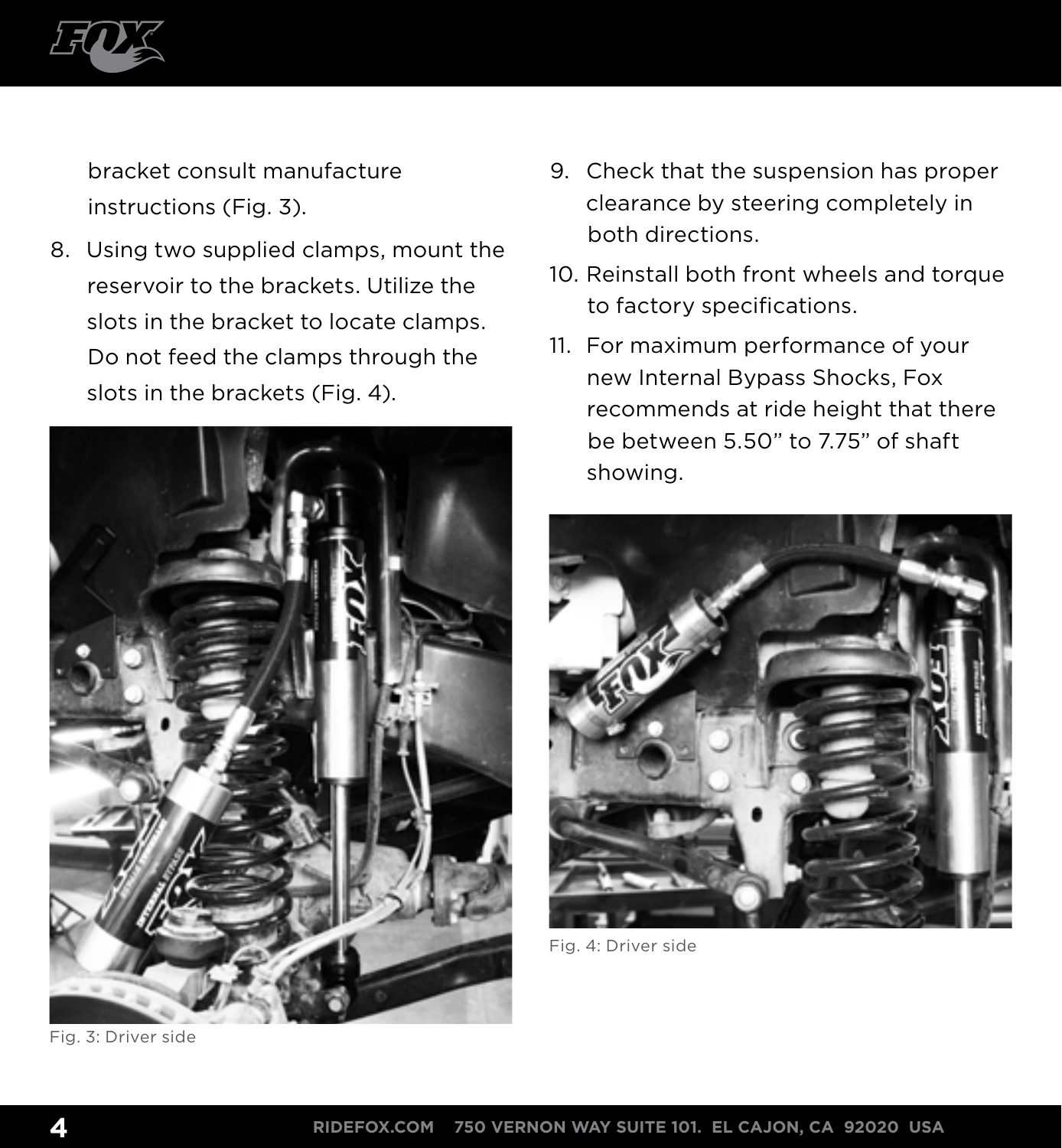bracket consult manufacture instructions (Fig. 3).

8. Using two supplied clamps, mount the reservoir to the brackets. Utilize the slots in the bracket to locate clamps. Do not feed the clamps through the slots in the brackets (Fig. 4).

Fig. 3: Driver side

9. Check that the suspension has proper clearance by steering completely in both directions.
10. Reinstall both front wheels and torque to factory specifications.
11. For maximum performance of your new Internal Bypass Shocks, Fox recommends at ride height that there be between 5.50” to 7.75” of shaft showing.

Fig. 4: Driver side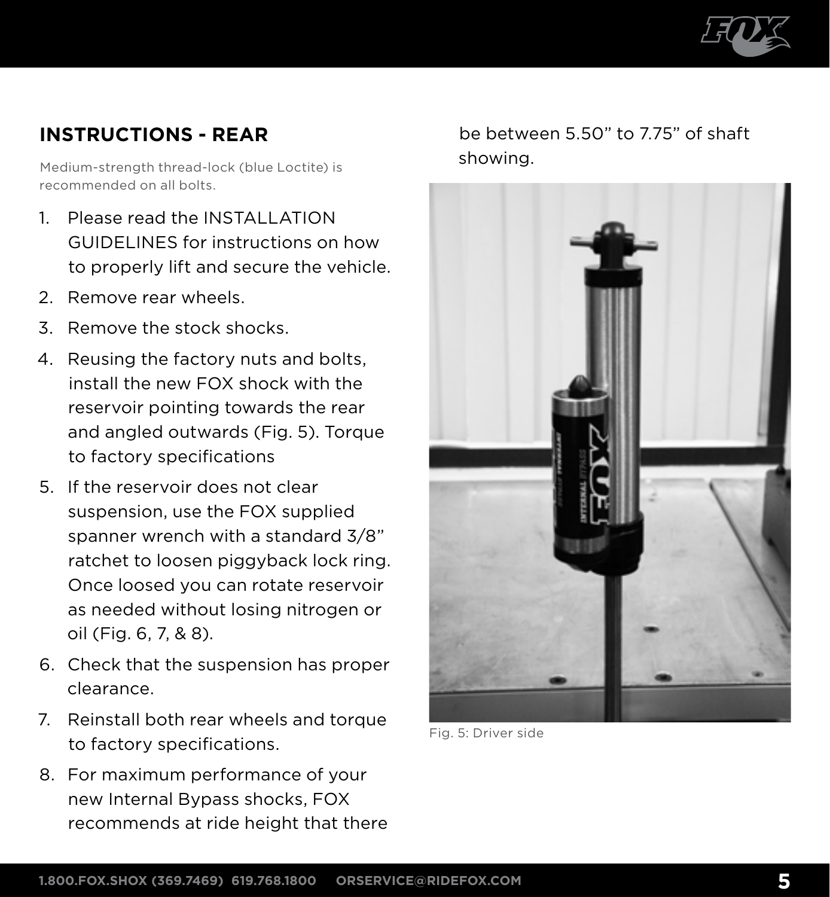## INSTRUCTIONS - REAR

Medium-strength thread-lock (blue Loctite) is recommended on all bolts.

1. Please read the INSTALLATION GUIDELINES for instructions on how to properly lift and secure the vehicle.
2. Remove rear wheels.
3. Remove the stock shocks.
4. Reusing the factory nuts and bolts, install the new FOX shock with the reservoir pointing towards the rear and angled outwards (Fig. 5). Torque to factory specifications
5. If the reservoir does not clear suspension, use the FOX supplied spanner wrench with a standard 3/8” ratchet to loosen piggyback lock ring. Once loosed you can rotate reservoir as needed without losing nitrogen or oil (Fig. 6, 7, & 8).
6. Check that the suspension has proper clearance.
7. Reinstall both rear wheels and torque to factory specifications.
8. For maximum performance of your new Internal Bypass shocks, FOX recommends at ride height that there be between 5.50” to 7.75” of shaft showing.

Fig. 5: Driver side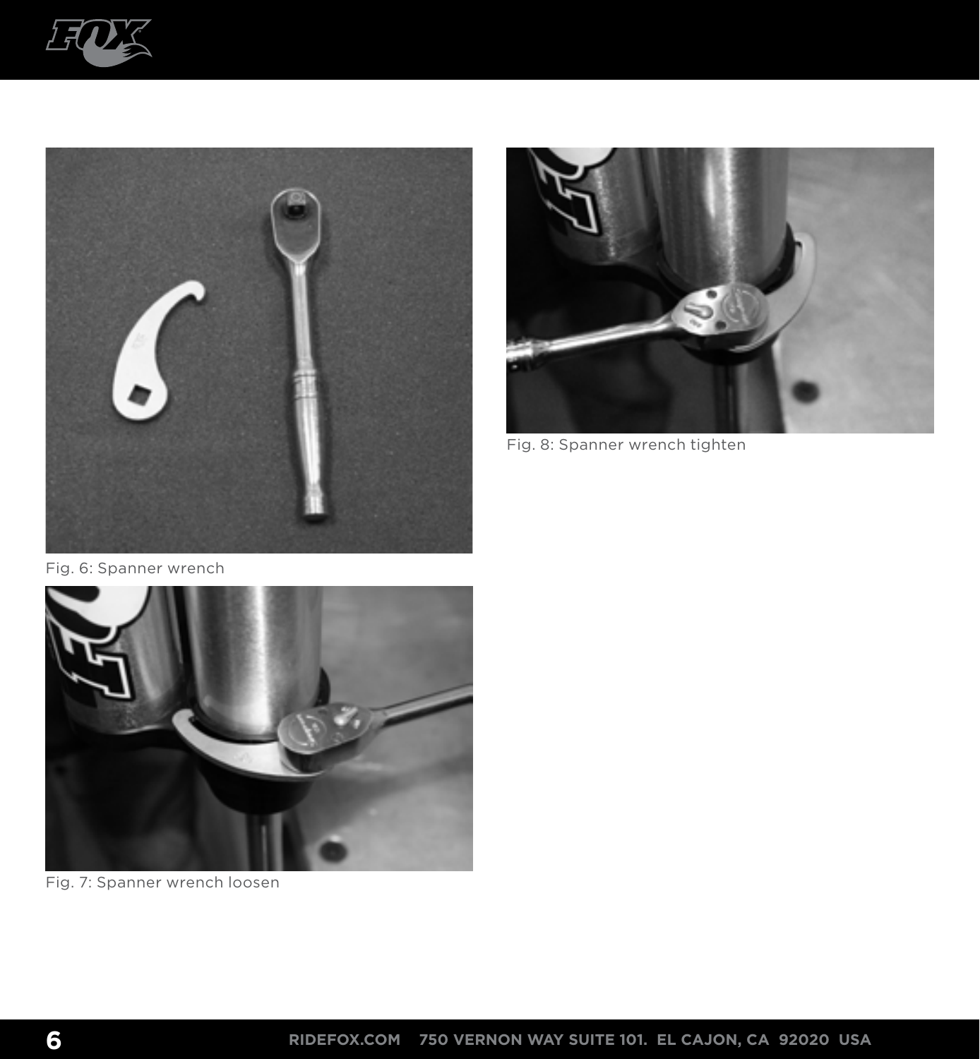Fig. 6: Spanner wrench

Fig. 7: Spanner wrench loosen

Fig. 8: Spanner wrench tighten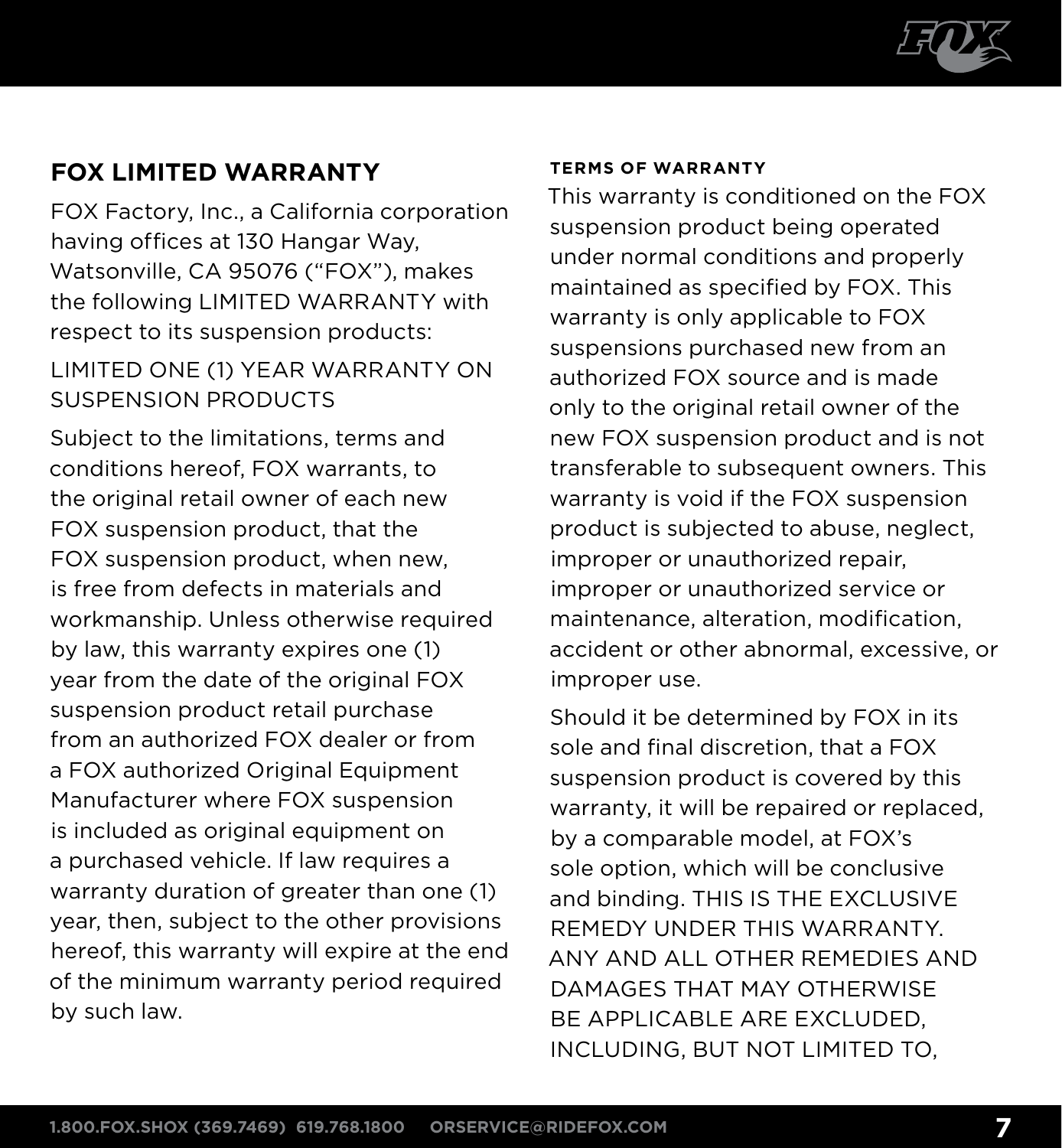## FOX LIMITED WARRANTY

FOX Factory, Inc., a California corporation having offices at 130 Hangar Way, Watsonville, CA 95076 (“FOX”), makes the following LIMITED WARRANTY with respect to its suspension products:

LIMITED ONE (1) YEAR WARRANTY ON SUSPENSION PRODUCTS

Subject to the limitations, terms and conditions hereof, FOX warrants, to the original retail owner of each new FOX suspension product, that the FOX suspension product, when new, is free from defects in materials and workmanship. Unless otherwise required by law, this warranty expires one (1) year from the date of the original FOX suspension product retail purchase from an authorized FOX dealer or from a FOX authorized Original Equipment Manufacturer where FOX suspension is included as original equipment on a purchased vehicle. If law requires a warranty duration of greater than one (1) year, then, subject to the other provisions hereof, this warranty will expire at the end of the minimum warranty period required by such law.

#### TERMS OF WARRANTY

This warranty is conditioned on the FOX suspension product being operated under normal conditions and properly maintained as specified by FOX. This warranty is only applicable to FOX suspensions purchased new from an authorized FOX source and is made only to the original retail owner of the new FOX suspension product and is not transferable to subsequent owners. This warranty is void if the FOX suspension product is subjected to abuse, neglect, improper or unauthorized repair, improper or unauthorized service or maintenance, alteration, modification, accident or other abnormal, excessive, or improper use.

Should it be determined by FOX in its sole and final discretion, that a FOX suspension product is covered by this warranty, it will be repaired or replaced, by a comparable model, at FOX’s sole option, which will be conclusive and binding. THIS IS THE EXCLUSIVE REMEDY UNDER THIS WARRANTY. ANY AND ALL OTHER REMEDIES AND DAMAGES THAT MAY OTHERWISE BE APPLICABLE ARE EXCLUDED, INCLUDING, BUT NOT LIMITED TO,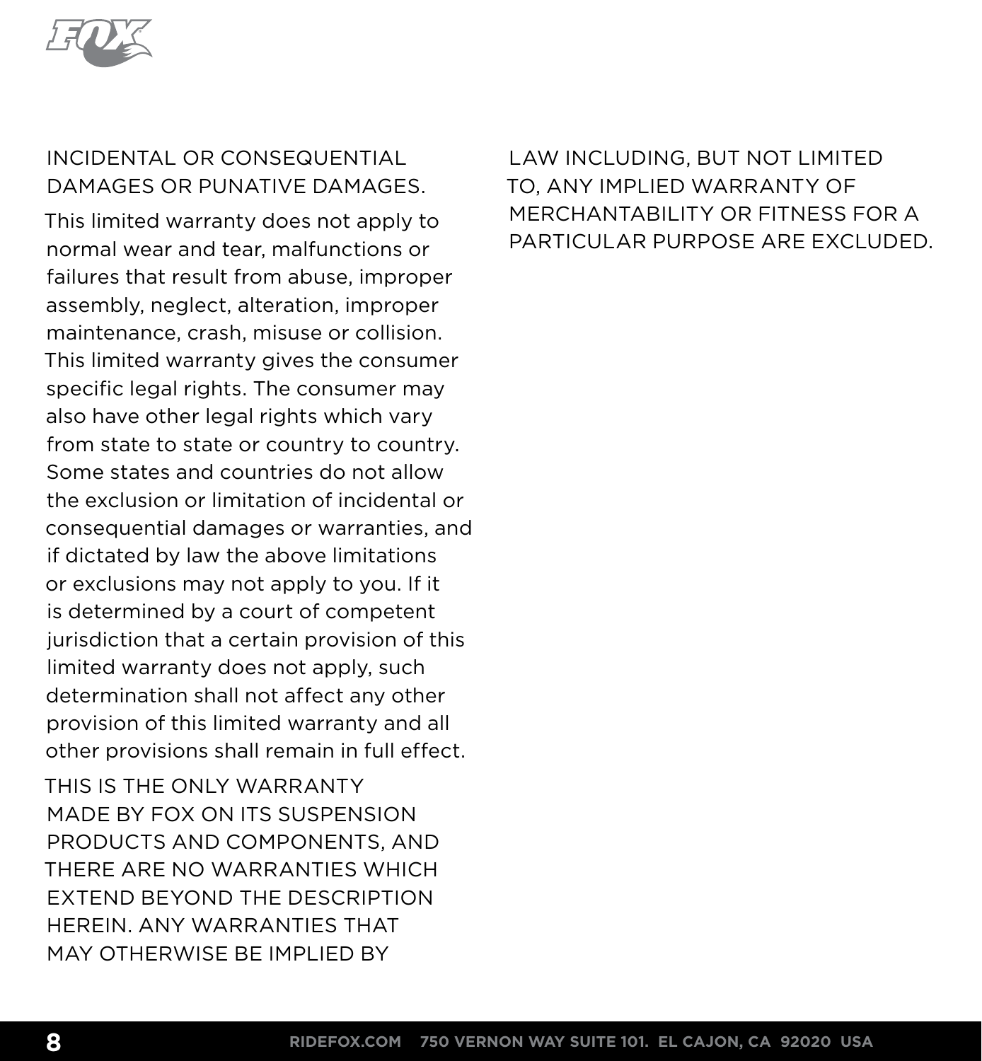INCIDENTAL OR CONSEQUENTIAL DAMAGES OR PUNATIVE DAMAGES.

This limited warranty does not apply to normal wear and tear, malfunctions or failures that result from abuse, improper assembly, neglect, alteration, improper maintenance, crash, misuse or collision. This limited warranty gives the consumer specific legal rights. The consumer may also have other legal rights which vary from state to state or country to country. Some states and countries do not allow the exclusion or limitation of incidental or consequential damages or warranties, and if dictated by law the above limitations or exclusions may not apply to you. If it is determined by a court of competent jurisdiction that a certain provision of this limited warranty does not apply, such determination shall not affect any other provision of this limited warranty and all other provisions shall remain in full effect.

THIS IS THE ONLY WARRANTY MADE BY FOX ON ITS SUSPENSION PRODUCTS AND COMPONENTS, AND THERE ARE NO WARRANTIES WHICH EXTEND BEYOND THE DESCRIPTION HEREIN. ANY WARRANTIES THAT MAY OTHERWISE BE IMPLIED BY LAW INCLUDING, BUT NOT LIMITED TO, ANY IMPLIED WARRANTY OF MERCHANTABILITY OR FITNESS FOR A PARTICULAR PURPOSE ARE EXCLUDED.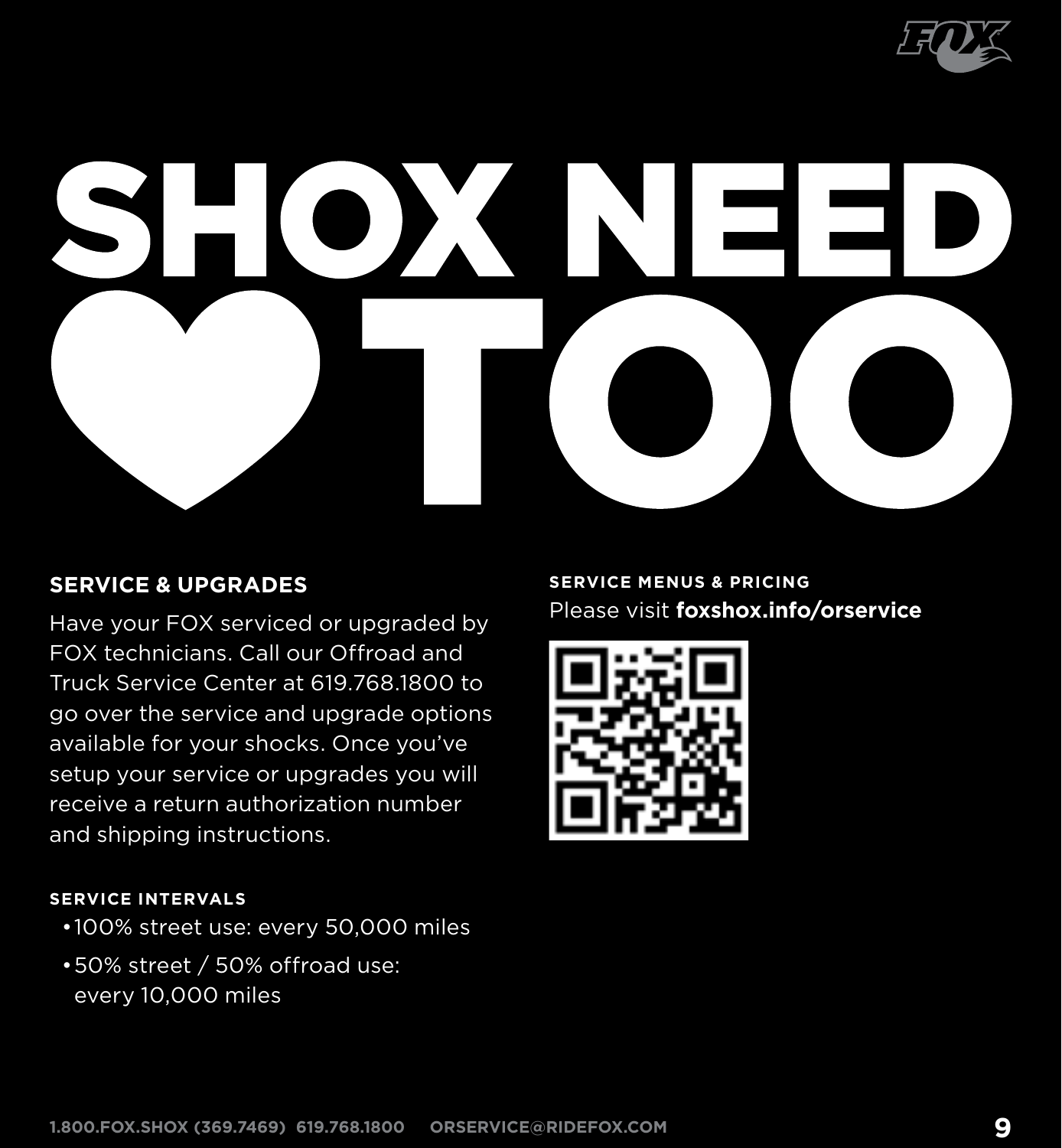# SHOX NEED ♥ TOO

## SERVICE & UPGRADES

Have your FOX serviced or upgraded by FOX technicians. Call our Offroad and Truck Service Center at 619.768.1800 to go over the service and upgrade options available for your shocks. Once you've setup your service or upgrades you will receive a return authorization number and shipping instructions.

### SERVICE INTERVALS

- 100% street use: every 50,000 miles
- 50% street / 50% offroad use: every 10,000 miles

### SERVICE MENUS & PRICING

Please visit **foxshox.info/orservice**

1.800.FOX.SHOX (369.7469) 619.768.1800 ORSERVICE@RIDEFOX.COM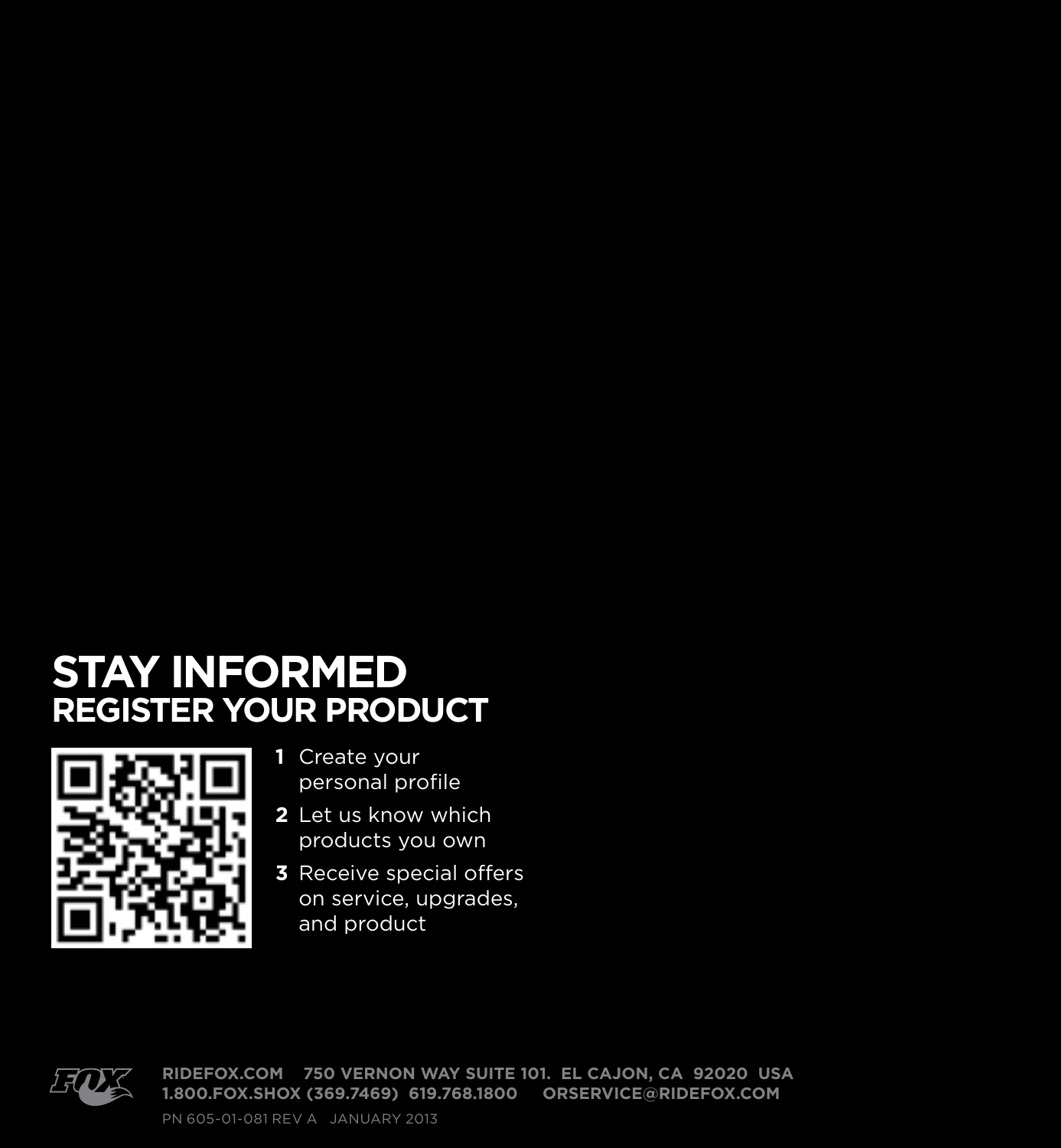# STAY INFORMED

## REGISTER YOUR PRODUCT

1. Create your personal profile
2. Let us know which products you own
3. Receive special offers on service, upgrades, and product

**RIDEFOX.COM 750 VERNON WAY SUITE 101. EL CAJON, CA 92020 USA**
**1.800.FOX.SHOX (369.7469) 619.768.1800 ORSERVICE@RIDEFOX.COM**

PN 605-01-081 REV A JANUARY 2013